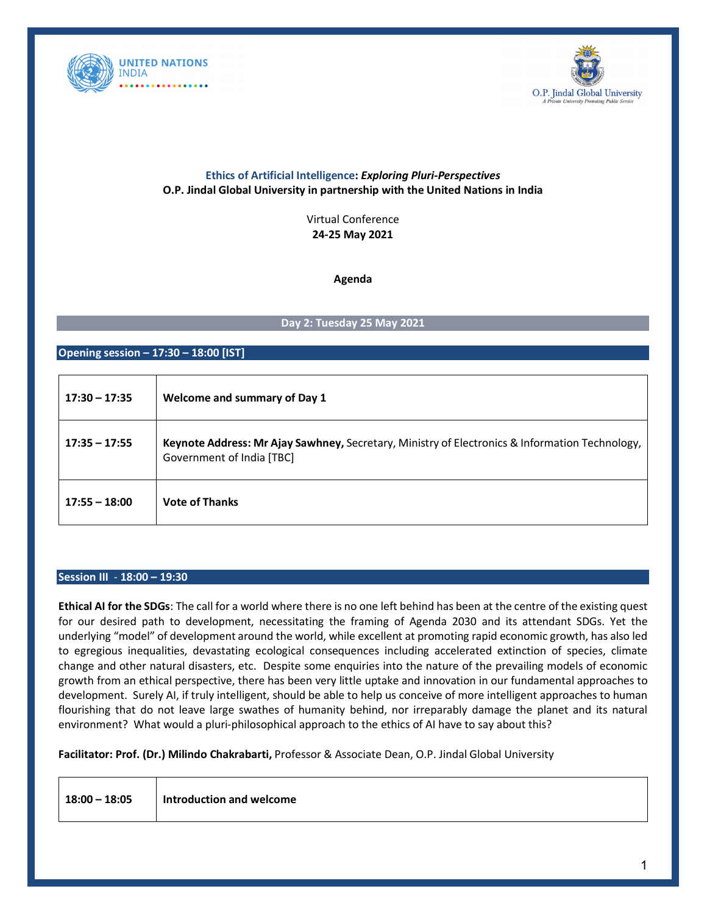**Ethics of Artificial Intelligence**: ***Exploring Pluri-Perspectives***

**O.P. Jindal Global University in partnership with the United Nations in India**

Virtual Conference

**24-25 May 2021**

**Agenda**

## Day 2: Tuesday 25 May 2021

### Opening session – 17:30 – 18:00 [IST]

| | |
|---|---|
| **17:30 – 17:35** | **Welcome and summary of Day 1** |
| **17:35 – 17:55** | **Keynote Address: Mr Ajay Sawhney,** Secretary, Ministry of Electronics & Information Technology, Government of India [TBC] |
| **17:55 – 18:00** | **Vote of Thanks** |

### Session III - 18:00 – 19:30

**Ethical AI for the SDGs**: The call for a world where there is no one left behind has been at the centre of the existing quest for our desired path to development, necessitating the framing of Agenda 2030 and its attendant SDGs. Yet the underlying "model" of development around the world, while excellent at promoting rapid economic growth, has also led to egregious inequalities, devastating ecological consequences including accelerated extinction of species, climate change and other natural disasters, etc. Despite some enquiries into the nature of the prevailing models of economic growth from an ethical perspective, there has been very little uptake and innovation in our fundamental approaches to development. Surely AI, if truly intelligent, should be able to help us conceive of more intelligent approaches to human flourishing that do not leave large swathes of humanity behind, nor irreparably damage the planet and its natural environment? What would a pluri-philosophical approach to the ethics of AI have to say about this?

**Facilitator: Prof. (Dr.) Milindo Chakrabarti,** Professor & Associate Dean, O.P. Jindal Global University

| | |
|---|---|
| **18:00 – 18:05** | **Introduction and welcome** |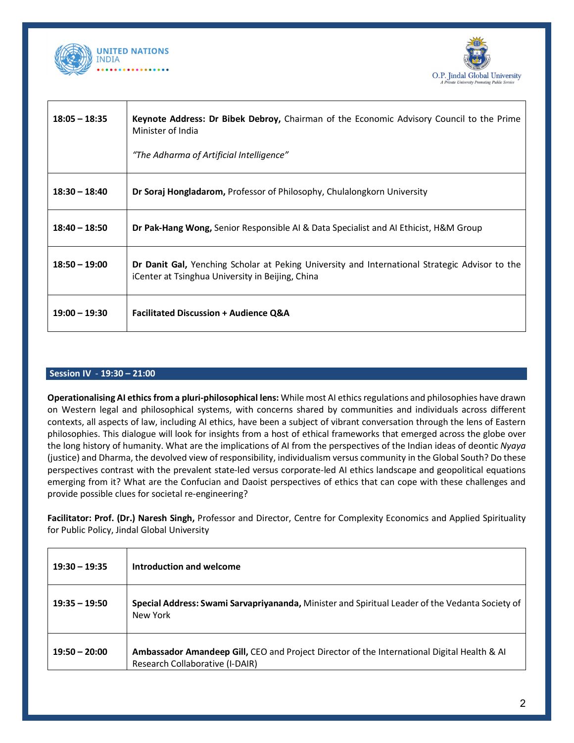| | |
|---|---|
| **18:05 – 18:35** | **Keynote Address: Dr Bibek Debroy,** Chairman of the Economic Advisory Council to the Prime Minister of India<br><br>*"The Adharma of Artificial Intelligence"* |
| **18:30 – 18:40** | **Dr Soraj Hongladarom,** Professor of Philosophy, Chulalongkorn University |
| **18:40 – 18:50** | **Dr Pak-Hang Wong,** Senior Responsible AI & Data Specialist and AI Ethicist, H&M Group |
| **18:50 – 19:00** | **Dr Danit Gal,** Yenching Scholar at Peking University and International Strategic Advisor to the iCenter at Tsinghua University in Beijing, China |
| **19:00 – 19:30** | **Facilitated Discussion + Audience Q&A** |

## Session IV - 19:30 – 21:00

**Operationalising AI ethics from a pluri-philosophical lens:** While most AI ethics regulations and philosophies have drawn on Western legal and philosophical systems, with concerns shared by communities and individuals across different contexts, all aspects of law, including AI ethics, have been a subject of vibrant conversation through the lens of Eastern philosophies. This dialogue will look for insights from a host of ethical frameworks that emerged across the globe over the long history of humanity. What are the implications of AI from the perspectives of the Indian ideas of deontic *Nyaya* (justice) and Dharma, the devolved view of responsibility, individualism versus community in the Global South? Do these perspectives contrast with the prevalent state-led versus corporate-led AI ethics landscape and geopolitical equations emerging from it? What are the Confucian and Daoist perspectives of ethics that can cope with these challenges and provide possible clues for societal re-engineering?

**Facilitator: Prof. (Dr.) Naresh Singh,** Professor and Director, Centre for Complexity Economics and Applied Spirituality for Public Policy, Jindal Global University

| | |
|---|---|
| **19:30 – 19:35** | **Introduction and welcome** |
| **19:35 – 19:50** | **Special Address: Swami Sarvapriyananda,** Minister and Spiritual Leader of the Vedanta Society of New York |
| **19:50 – 20:00** | **Ambassador Amandeep Gill,** CEO and Project Director of the International Digital Health & AI Research Collaborative (I-DAIR) |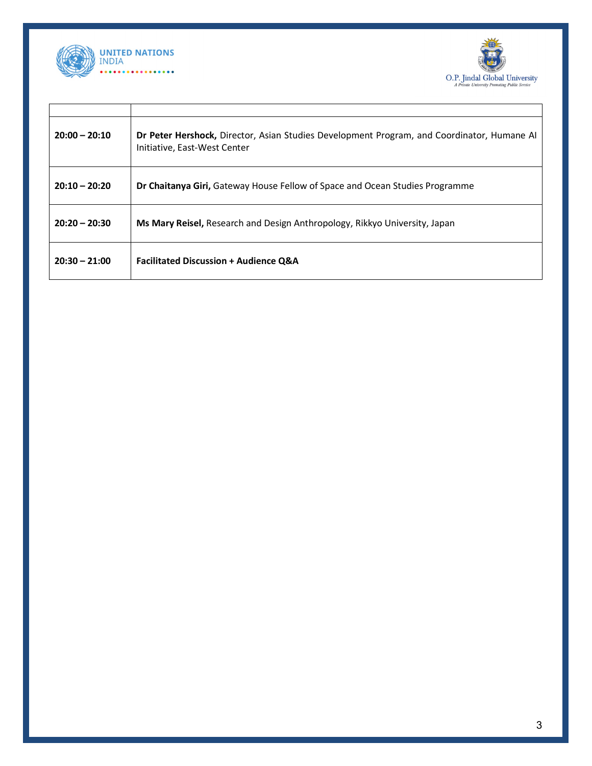| | |
|---|---|
| **20:00 – 20:10** | **Dr Peter Hershock,** Director, Asian Studies Development Program, and Coordinator, Humane AI Initiative, East-West Center |
| **20:10 – 20:20** | **Dr Chaitanya Giri,** Gateway House Fellow of Space and Ocean Studies Programme |
| **20:20 – 20:30** | **Ms Mary Reisel,** Research and Design Anthropology, Rikkyo University, Japan |
| **20:30 – 21:00** | **Facilitated Discussion + Audience Q&A** |